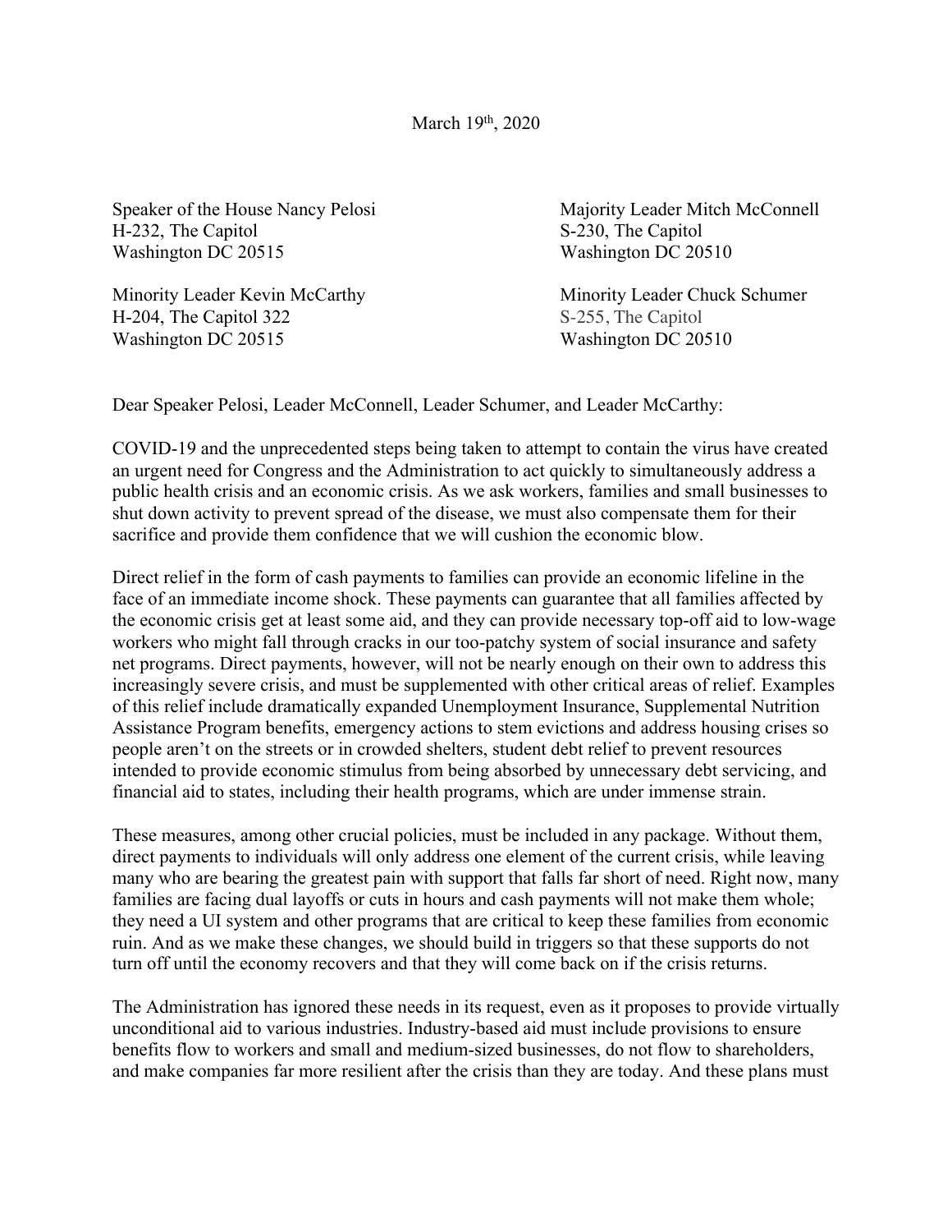March 19th, 2020

Speaker of the House Nancy Pelosi
H-232, The Capitol
Washington DC 20515

Majority Leader Mitch McConnell
S-230, The Capitol
Washington DC 20510

Minority Leader Kevin McCarthy
H-204, The Capitol 322
Washington DC 20515

Minority Leader Chuck Schumer
S-255, The Capitol
Washington DC 20510

Dear Speaker Pelosi, Leader McConnell, Leader Schumer, and Leader McCarthy:

COVID-19 and the unprecedented steps being taken to attempt to contain the virus have created an urgent need for Congress and the Administration to act quickly to simultaneously address a public health crisis and an economic crisis. As we ask workers, families and small businesses to shut down activity to prevent spread of the disease, we must also compensate them for their sacrifice and provide them confidence that we will cushion the economic blow.

Direct relief in the form of cash payments to families can provide an economic lifeline in the face of an immediate income shock. These payments can guarantee that all families affected by the economic crisis get at least some aid, and they can provide necessary top-off aid to low-wage workers who might fall through cracks in our too-patchy system of social insurance and safety net programs. Direct payments, however, will not be nearly enough on their own to address this increasingly severe crisis, and must be supplemented with other critical areas of relief. Examples of this relief include dramatically expanded Unemployment Insurance, Supplemental Nutrition Assistance Program benefits, emergency actions to stem evictions and address housing crises so people aren't on the streets or in crowded shelters, student debt relief to prevent resources intended to provide economic stimulus from being absorbed by unnecessary debt servicing, and financial aid to states, including their health programs, which are under immense strain.

These measures, among other crucial policies, must be included in any package. Without them, direct payments to individuals will only address one element of the current crisis, while leaving many who are bearing the greatest pain with support that falls far short of need. Right now, many families are facing dual layoffs or cuts in hours and cash payments will not make them whole; they need a UI system and other programs that are critical to keep these families from economic ruin. And as we make these changes, we should build in triggers so that these supports do not turn off until the economy recovers and that they will come back on if the crisis returns.

The Administration has ignored these needs in its request, even as it proposes to provide virtually unconditional aid to various industries. Industry-based aid must include provisions to ensure benefits flow to workers and small and medium-sized businesses, do not flow to shareholders, and make companies far more resilient after the crisis than they are today. And these plans must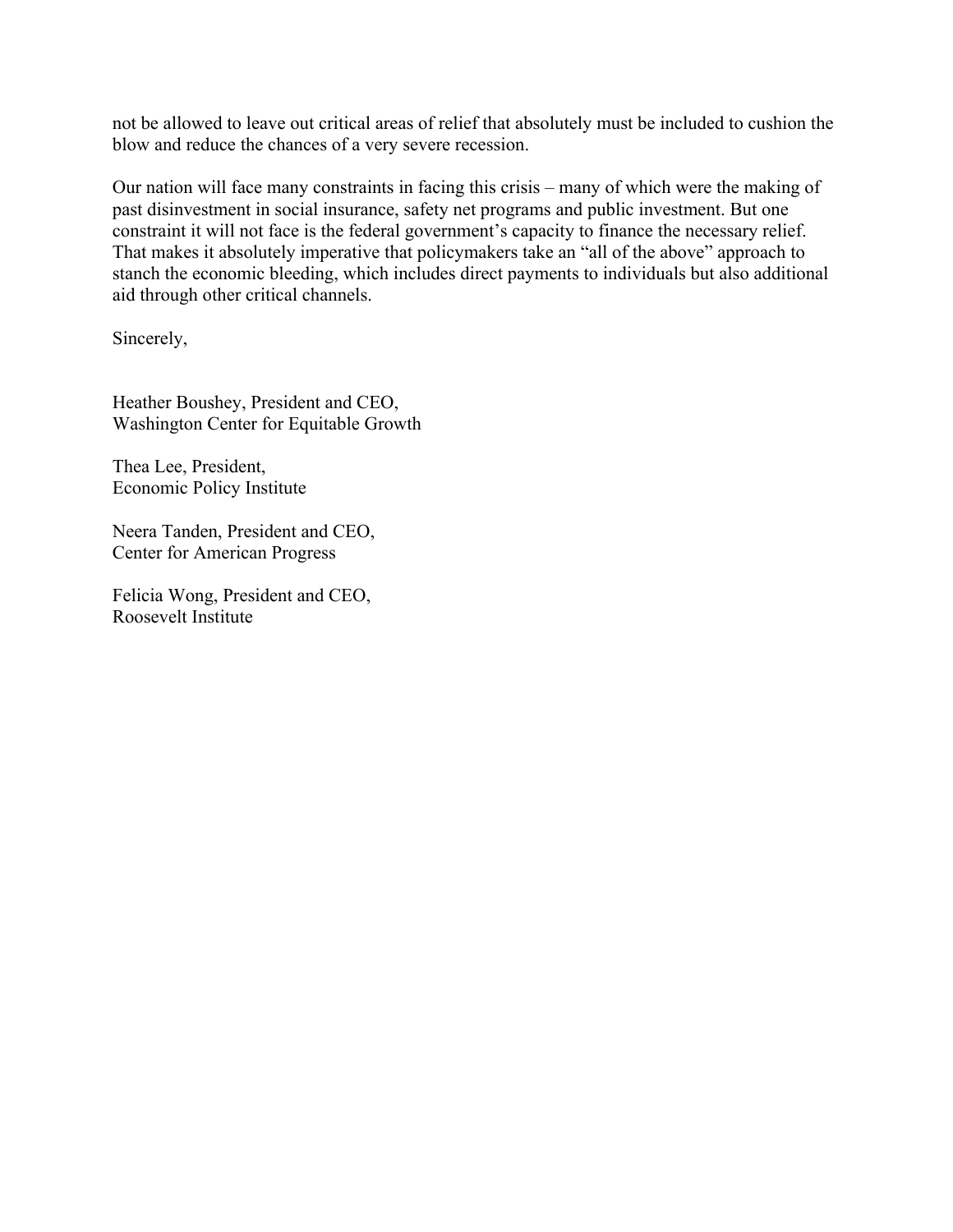not be allowed to leave out critical areas of relief that absolutely must be included to cushion the blow and reduce the chances of a very severe recession.

Our nation will face many constraints in facing this crisis – many of which were the making of past disinvestment in social insurance, safety net programs and public investment. But one constraint it will not face is the federal government's capacity to finance the necessary relief. That makes it absolutely imperative that policymakers take an "all of the above" approach to stanch the economic bleeding, which includes direct payments to individuals but also additional aid through other critical channels.

Sincerely,

Heather Boushey, President and CEO,
Washington Center for Equitable Growth

Thea Lee, President,
Economic Policy Institute

Neera Tanden, President and CEO,
Center for American Progress

Felicia Wong, President and CEO,
Roosevelt Institute